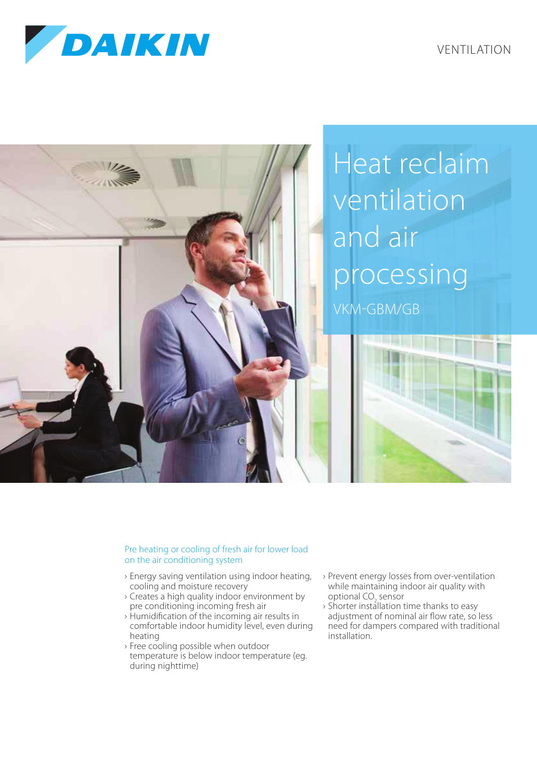DAIKIN

VENTILATION

# Heat reclaim ventilation and air processing

VKM-GBM/GB

## Pre heating or cooling of fresh air for lower load on the air conditioning system

- › Energy saving ventilation using indoor heating, cooling and moisture recovery
- › Creates a high quality indoor environment by pre conditioning incoming fresh air
- › Humidification of the incoming air results in comfortable indoor humidity level, even during heating
- › Free cooling possible when outdoor temperature is below indoor temperature (eg. during nighttime)
- › Prevent energy losses from over-ventilation while maintaining indoor air quality with optional $CO_2$ sensor
- › Shorter installation time thanks to easy adjustment of nominal air flow rate, so less need for dampers compared with traditional installation.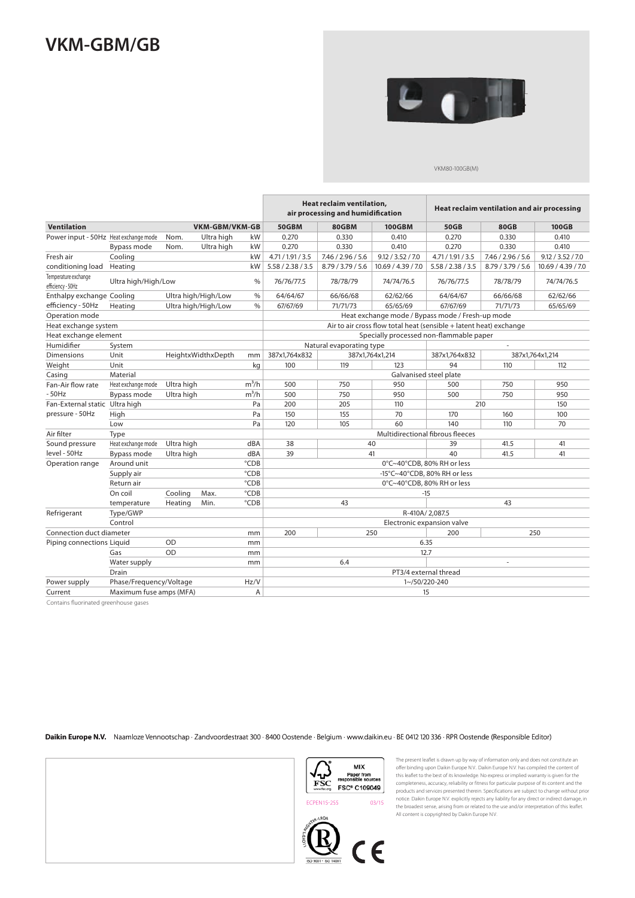# VKM-GBM/GB

VKM80-100GB(M)

| | | | | | Heat reclaim ventilation, air processing and humidification | | | Heat reclaim ventilation and air processing | | |
|---|---|---|---|---|---|---|---|---|---|---|
| **Ventilation** | | | **VKM-GBM/VKM-GB** | | **50GBM** | **80GBM** | **100GBM** | **50GB** | **80GB** | **100GB** |
| Power input - 50Hz | Heat exchange mode | Nom. | Ultra high | kW | 0.270 | 0.330 | 0.410 | 0.270 | 0.330 | 0.410 |
| | Bypass mode | Nom. | Ultra high | kW | 0.270 | 0.330 | 0.410 | 0.270 | 0.330 | 0.410 |
| Fresh air conditioning load | Cooling | | | kW | 4.71 / 1.91 / 3.5 | 7.46 / 2.96 / 5.6 | 9.12 / 3.52 / 7.0 | 4.71 / 1.91 / 3.5 | 7.46 / 2.96 / 5.6 | 9.12 / 3.52 / 7.0 |
| | Heating | | | kW | 5.58 / 2.38 / 3.5 | 8.79 / 3.79 / 5.6 | 10.69 / 4.39 / 7.0 | 5.58 / 2.38 / 3.5 | 8.79 / 3.79 / 5.6 | 10.69 / 4.39 / 7.0 |
| Temperature exchange efficiency - 50Hz | Ultra high/High/Low | | | % | 76/76/77.5 | 78/78/79 | 74/74/76.5 | 76/76/77.5 | 78/78/79 | 74/74/76.5 |
| Enthalpy exchange efficiency - 50Hz | Cooling | Ultra high/High/Low | | % | 64/64/67 | 66/66/68 | 62/62/66 | 64/64/67 | 66/66/68 | 62/62/66 |
| | Heating | Ultra high/High/Low | | % | 67/67/69 | 71/71/73 | 65/65/69 | 67/67/69 | 71/71/73 | 65/65/69 |
| Operation mode | | | | | Heat exchange mode / Bypass mode / Fresh-up mode | | | | | |
| Heat exchange system | | | | | Air to air cross flow total heat (sensible + latent heat) exchange | | | | | |
| Heat exchange element | | | | | Specially processed non-flammable paper | | | | | |
| Humidifier | System | | | | Natural evaporating type | | | - | | |
| Dimensions | Unit | HeightxWidthxDepth | | mm | 387x1,764x832 | 387x1,764x1,214 | | 387x1,764x832 | 387x1,764x1,214 | |
| Weight | Unit | | | kg | 100 | 119 | 123 | 94 | 110 | 112 |
| Casing | Material | | | | Galvanised steel plate | | | | | |
| Fan-Air flow rate - 50Hz | Heat exchange mode | Ultra high | | $m^3/h$ | 500 | 750 | 950 | 500 | 750 | 950 |
| | Bypass mode | Ultra high | | $m^3/h$ | 500 | 750 | 950 | 500 | 750 | 950 |
| Fan-External static pressure - 50Hz | Ultra high | | | Pa | 200 | 205 | 110 | 210 | | 150 |
| | High | | | Pa | 150 | 155 | 70 | 170 | 160 | 100 |
| | Low | | | Pa | 120 | 105 | 60 | 140 | 110 | 70 |
| Air filter | Type | | | | Multidirectional fibrous fleeces | | | | | |
| Sound pressure level - 50Hz | Heat exchange mode | Ultra high | | dBA | 38 | 40 | | 39 | 41.5 | 41 |
| | Bypass mode | Ultra high | | dBA | 39 | 41 | | 40 | 41.5 | 41 |
| Operation range | Around unit | | | °CDB | 0°C~40°CDB, 80% RH or less | | | | | |
| | Supply air | | | °CDB | -15°C~40°CDB, 80% RH or less | | | | | |
| | Return air | | | °CDB | 0°C~40°CDB, 80% RH or less | | | | | |
| | On coil temperature | Cooling | Max. | °CDB | -15 | | | | | |
| | | Heating | Min. | °CDB | 43 | | | 43 | | |
| Refrigerant | Type/GWP | | | | R-410A/ 2,087.5 | | | | | |
| | Control | | | | Electronic expansion valve | | | | | |
| Connection duct diameter | | | | mm | 200 | 250 | | 200 | 250 | |
| Piping connections | Liquid | OD | | mm | 6.35 | | | | | |
| | Gas | OD | | mm | 12.7 | | | | | |
| | Water supply | | | mm | 6.4 | | | - | | |
| | Drain | | | | PT3/4 external thread | | | | | |
| Power supply | Phase/Frequency/Voltage | | | Hz/V | 1~/50/220-240 | | | | | |
| Current | Maximum fuse amps (MFA) | | | A | 15 | | | | | |

Contains fluorinated greenhouse gases

**Daikin Europe N.V.** Naamloze Vennootschap · Zandvoordestraat 300 · 8400 Oostende · Belgium · www.daikin.eu · BE 0412 120 336 · RPR Oostende (Responsible Editor)

MIX Paper from responsible sources FSC® C109049

ECPEN15-255 03/15

ISO 9001 · ISO 14001

The present leaflet is drawn up by way of information only and does not constitute an offer binding upon Daikin Europe N.V.. Daikin Europe N.V. has compiled the content of this leaflet to the best of its knowledge. No express or implied warranty is given for the completeness, accuracy, reliability or fitness for particular purpose of its content and the products and services presented therein. Specifications are subject to change without prior notice. Daikin Europe N.V. explicitly rejects any liability for any direct or indirect damage, in the broadest sense, arising from or related to the use and/or interpretation of this leaflet. All content is copyrighted by Daikin Europe N.V.